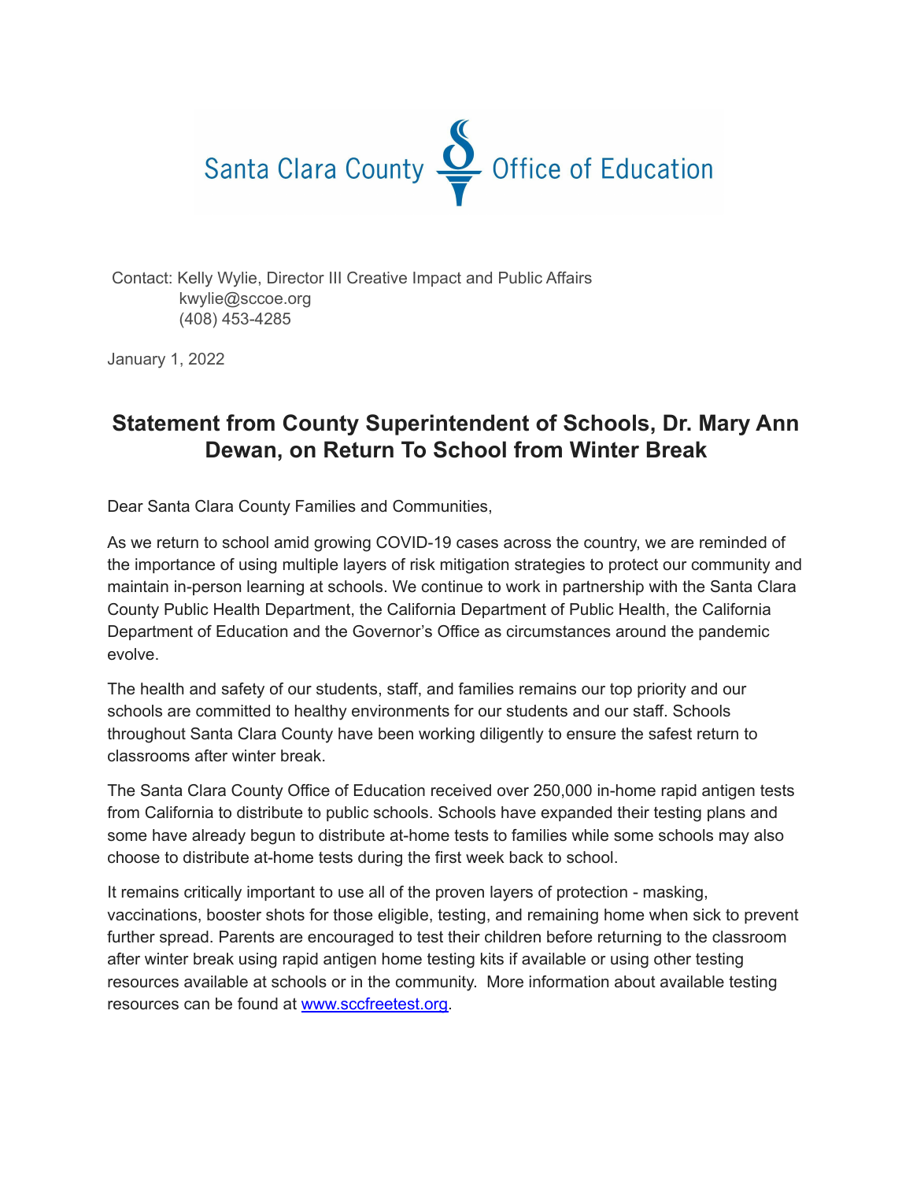Santa Clara County Office of Education

Contact: Kelly Wylie, Director III Creative Impact and Public Affairs
kwylie@sccoe.org
(408) 453-4285

January 1, 2022

# Statement from County Superintendent of Schools, Dr. Mary Ann Dewan, on Return To School from Winter Break

Dear Santa Clara County Families and Communities,

As we return to school amid growing COVID-19 cases across the country, we are reminded of the importance of using multiple layers of risk mitigation strategies to protect our community and maintain in-person learning at schools. We continue to work in partnership with the Santa Clara County Public Health Department, the California Department of Public Health, the California Department of Education and the Governor's Office as circumstances around the pandemic evolve.

The health and safety of our students, staff, and families remains our top priority and our schools are committed to healthy environments for our students and our staff. Schools throughout Santa Clara County have been working diligently to ensure the safest return to classrooms after winter break.

The Santa Clara County Office of Education received over 250,000 in-home rapid antigen tests from California to distribute to public schools. Schools have expanded their testing plans and some have already begun to distribute at-home tests to families while some schools may also choose to distribute at-home tests during the first week back to school.

It remains critically important to use all of the proven layers of protection - masking, vaccinations, booster shots for those eligible, testing, and remaining home when sick to prevent further spread. Parents are encouraged to test their children before returning to the classroom after winter break using rapid antigen home testing kits if available or using other testing resources available at schools or in the community. More information about available testing resources can be found at [www.sccfreetest.org](http://www.sccfreetest.org).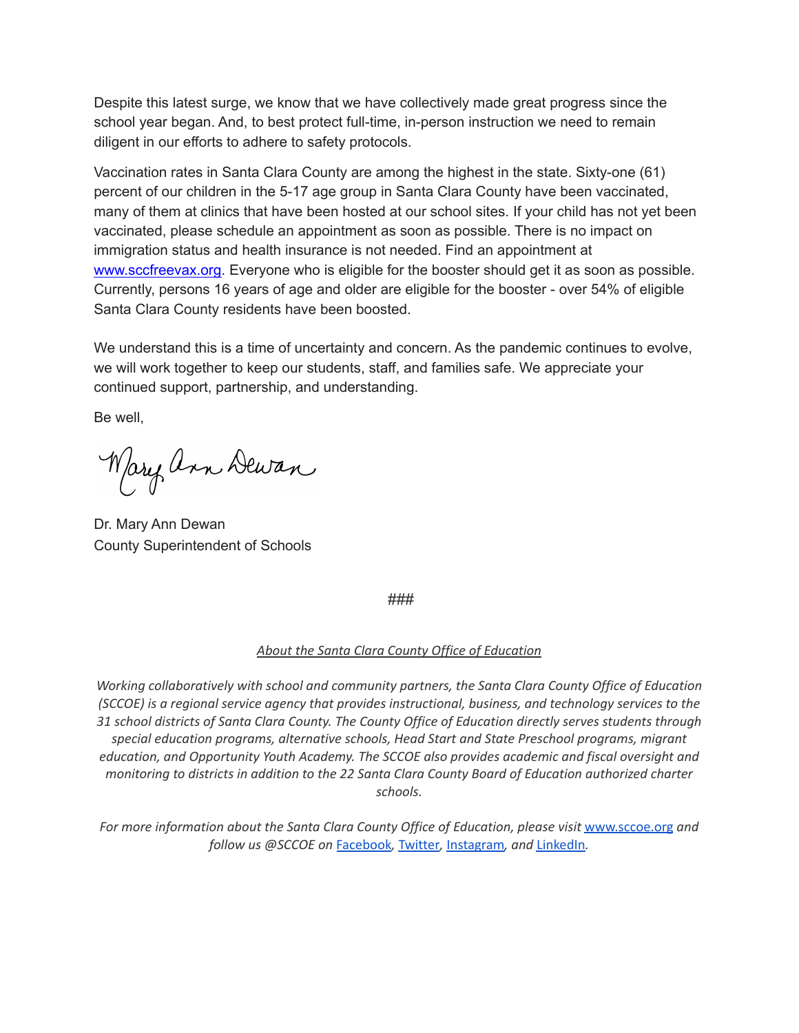Despite this latest surge, we know that we have collectively made great progress since the school year began. And, to best protect full-time, in-person instruction we need to remain diligent in our efforts to adhere to safety protocols.

Vaccination rates in Santa Clara County are among the highest in the state. Sixty-one (61) percent of our children in the 5-17 age group in Santa Clara County have been vaccinated, many of them at clinics that have been hosted at our school sites. If your child has not yet been vaccinated, please schedule an appointment as soon as possible. There is no impact on immigration status and health insurance is not needed. Find an appointment at [www.sccfreevax.org](http://www.sccfreevax.org). Everyone who is eligible for the booster should get it as soon as possible. Currently, persons 16 years of age and older are eligible for the booster - over 54% of eligible Santa Clara County residents have been boosted.

We understand this is a time of uncertainty and concern. As the pandemic continues to evolve, we will work together to keep our students, staff, and families safe. We appreciate your continued support, partnership, and understanding.

Be well,

Mary Ann Dewan

Dr. Mary Ann Dewan
County Superintendent of Schools

###

*__About the Santa Clara County Office of Education__*

*Working collaboratively with school and community partners, the Santa Clara County Office of Education (SCCOE) is a regional service agency that provides instructional, business, and technology services to the 31 school districts of Santa Clara County. The County Office of Education directly serves students through special education programs, alternative schools, Head Start and State Preschool programs, migrant education, and Opportunity Youth Academy. The SCCOE also provides academic and fiscal oversight and monitoring to districts in addition to the 22 Santa Clara County Board of Education authorized charter schools.*

*For more information about the Santa Clara County Office of Education, please visit [www.sccoe.org](http://www.sccoe.org) and follow us @SCCOE on Facebook, Twitter, Instagram, and LinkedIn.*